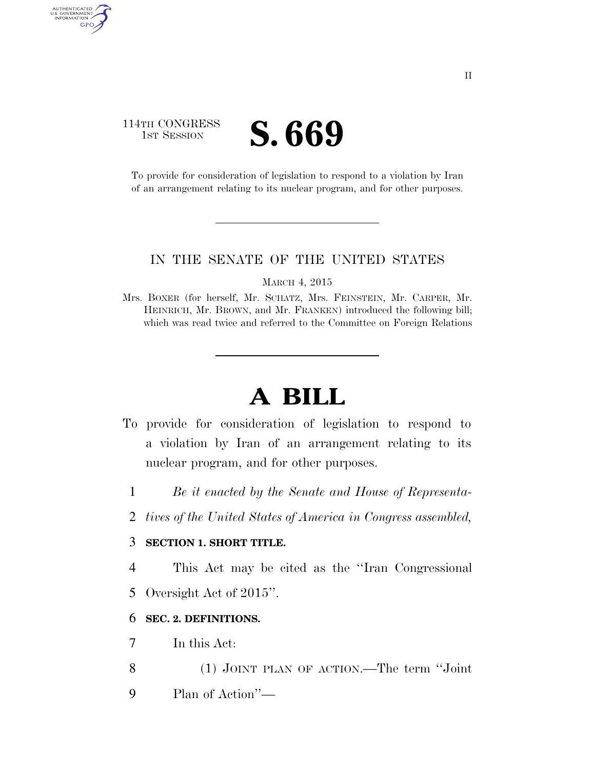114TH CONGRESS
1ST SESSION

# S. 669

To provide for consideration of legislation to respond to a violation by Iran of an arrangement relating to its nuclear program, and for other purposes.

---

IN THE SENATE OF THE UNITED STATES

MARCH 4, 2015

Mrs. BOXER (for herself, Mr. SCHATZ, Mrs. FEINSTEIN, Mr. CARPER, Mr. HEINRICH, Mr. BROWN, and Mr. FRANKEN) introduced the following bill; which was read twice and referred to the Committee on Foreign Relations

---

# A BILL

To provide for consideration of legislation to respond to a violation by Iran of an arrangement relating to its nuclear program, and for other purposes.

1 *Be it enacted by the Senate and House of Representa-*
2 *tives of the United States of America in Congress assembled,*

3 **SECTION 1. SHORT TITLE.**

4 This Act may be cited as the ''Iran Congressional
5 Oversight Act of 2015''.

6 **SEC. 2. DEFINITIONS.**

7 In this Act:

8 (1) JOINT PLAN OF ACTION.—The term ''Joint
9 Plan of Action''—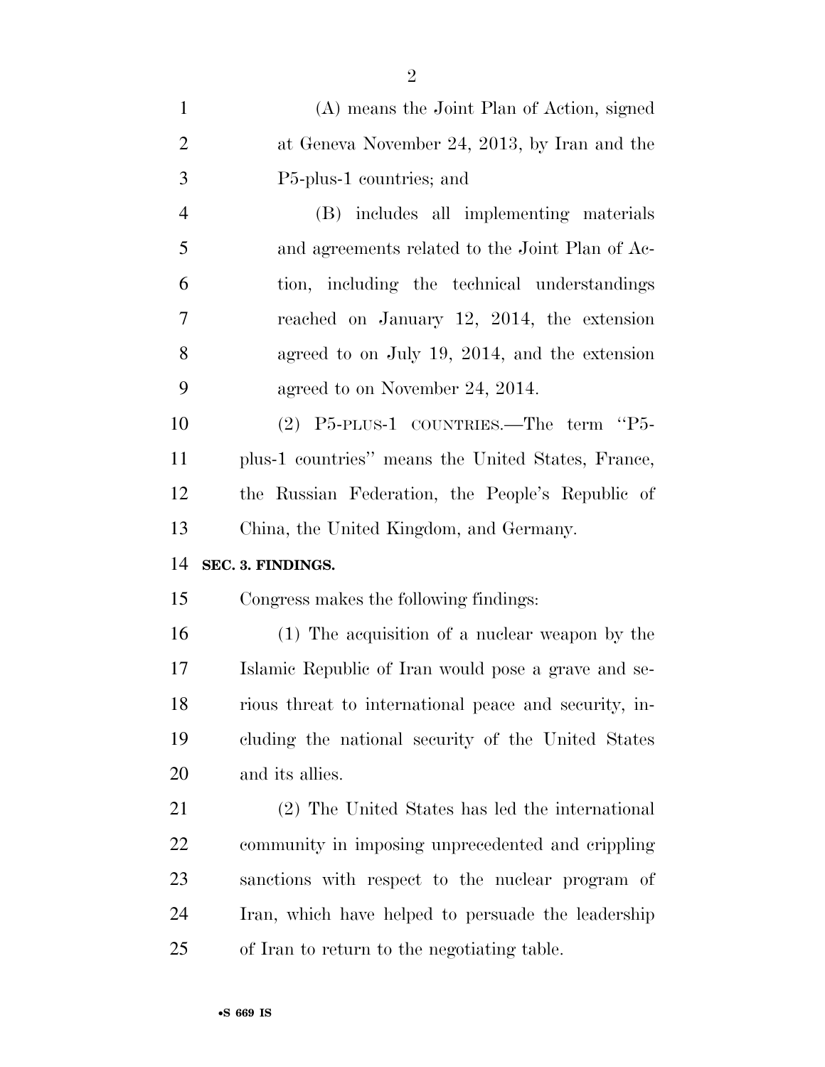(A) means the Joint Plan of Action, signed at Geneva November 24, 2013, by Iran and the P5-plus-1 countries; and

(B) includes all implementing materials and agreements related to the Joint Plan of Action, including the technical understandings reached on January 12, 2014, the extension agreed to on July 19, 2014, and the extension agreed to on November 24, 2014.

(2) P5-PLUS-1 COUNTRIES.—The term "P5-plus-1 countries" means the United States, France, the Russian Federation, the People's Republic of China, the United Kingdom, and Germany.

**SEC. 3. FINDINGS.**

Congress makes the following findings:

(1) The acquisition of a nuclear weapon by the Islamic Republic of Iran would pose a grave and serious threat to international peace and security, including the national security of the United States and its allies.

(2) The United States has led the international community in imposing unprecedented and crippling sanctions with respect to the nuclear program of Iran, which have helped to persuade the leadership of Iran to return to the negotiating table.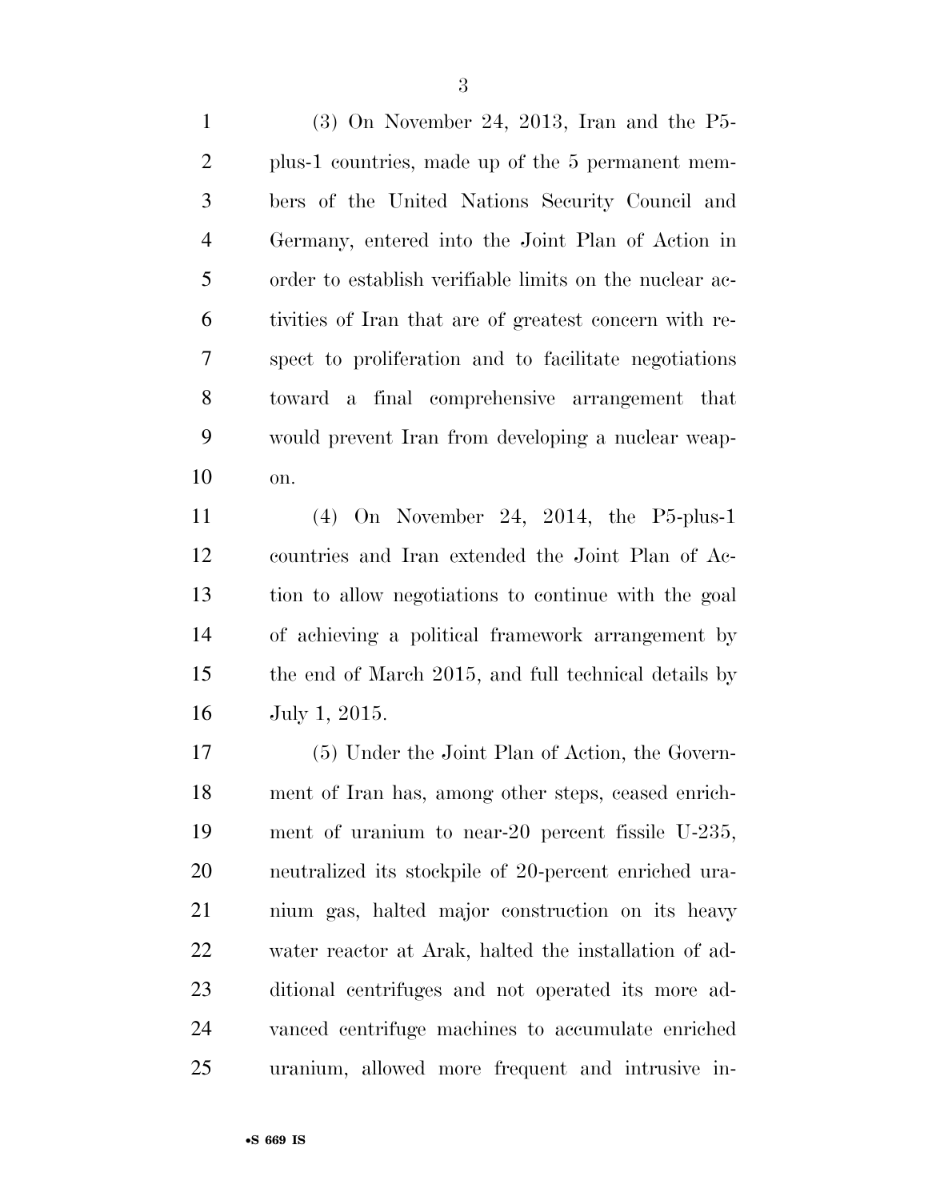(3) On November 24, 2013, Iran and the P5-plus-1 countries, made up of the 5 permanent members of the United Nations Security Council and Germany, entered into the Joint Plan of Action in order to establish verifiable limits on the nuclear activities of Iran that are of greatest concern with respect to proliferation and to facilitate negotiations toward a final comprehensive arrangement that would prevent Iran from developing a nuclear weapon.

(4) On November 24, 2014, the P5-plus-1 countries and Iran extended the Joint Plan of Action to allow negotiations to continue with the goal of achieving a political framework arrangement by the end of March 2015, and full technical details by July 1, 2015.

(5) Under the Joint Plan of Action, the Government of Iran has, among other steps, ceased enrichment of uranium to near-20 percent fissile U-235, neutralized its stockpile of 20-percent enriched uranium gas, halted major construction on its heavy water reactor at Arak, halted the installation of additional centrifuges and not operated its more advanced centrifuge machines to accumulate enriched uranium, allowed more frequent and intrusive in-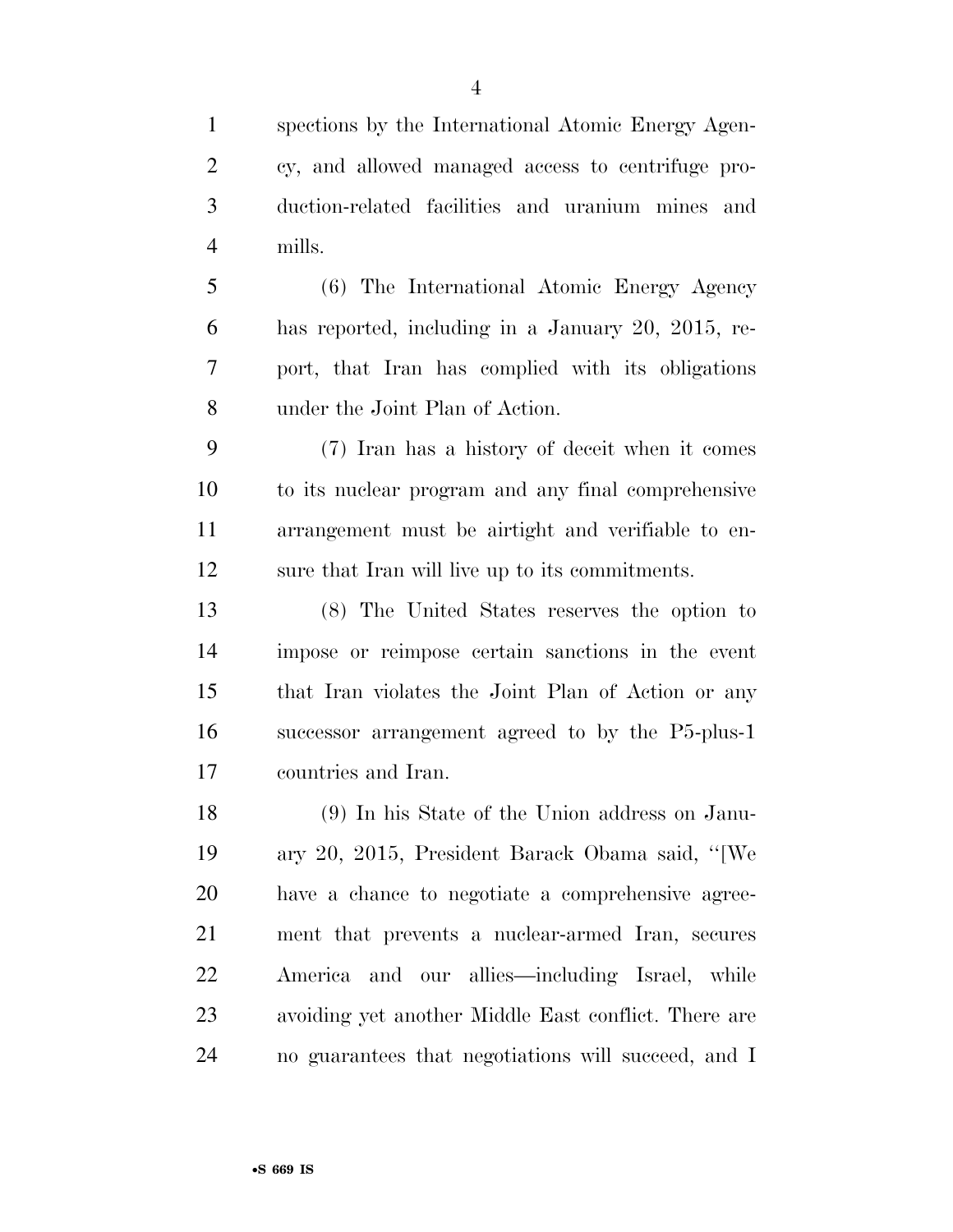spections by the International Atomic Energy Agency, and allowed managed access to centrifuge production-related facilities and uranium mines and mills.

(6) The International Atomic Energy Agency has reported, including in a January 20, 2015, report, that Iran has complied with its obligations under the Joint Plan of Action.

(7) Iran has a history of deceit when it comes to its nuclear program and any final comprehensive arrangement must be airtight and verifiable to ensure that Iran will live up to its commitments.

(8) The United States reserves the option to impose or reimpose certain sanctions in the event that Iran violates the Joint Plan of Action or any successor arrangement agreed to by the P5-plus-1 countries and Iran.

(9) In his State of the Union address on January 20, 2015, President Barack Obama said, ''[We have a chance to negotiate a comprehensive agreement that prevents a nuclear-armed Iran, secures America and our allies—including Israel, while avoiding yet another Middle East conflict. There are no guarantees that negotiations will succeed, and I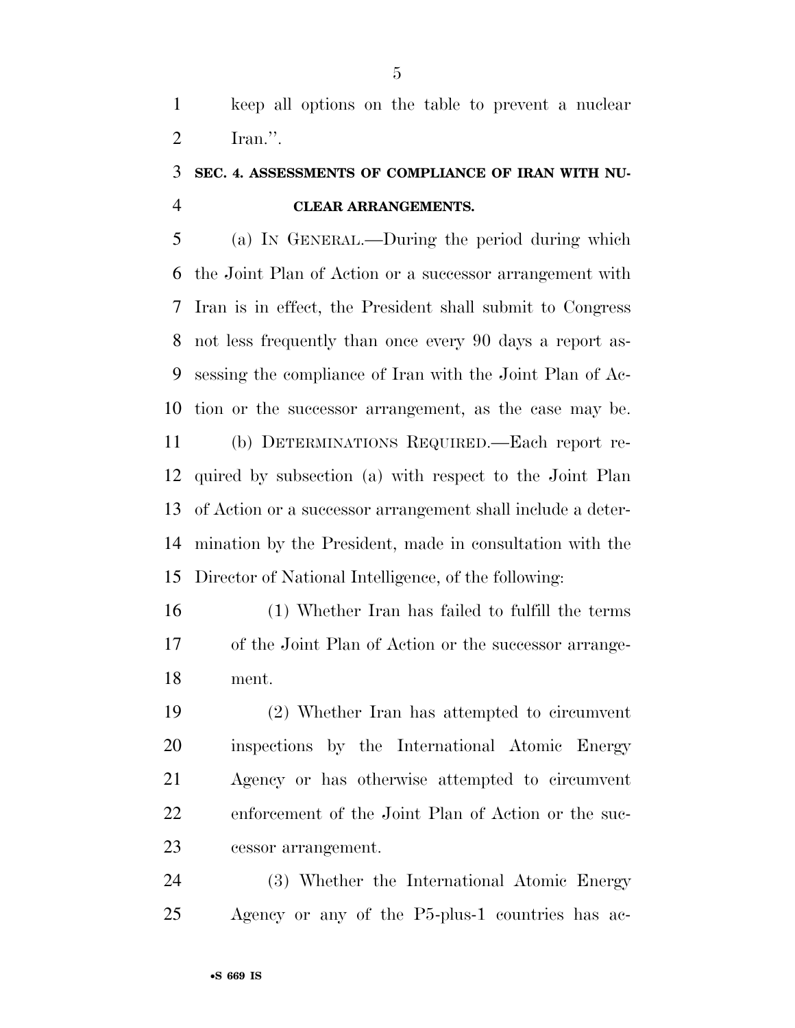keep all options on the table to prevent a nuclear Iran.''.

**SEC. 4. ASSESSMENTS OF COMPLIANCE OF IRAN WITH NUCLEAR ARRANGEMENTS.**

(a) IN GENERAL.—During the period during which the Joint Plan of Action or a successor arrangement with Iran is in effect, the President shall submit to Congress not less frequently than once every 90 days a report assessing the compliance of Iran with the Joint Plan of Action or the successor arrangement, as the case may be.

(b) DETERMINATIONS REQUIRED.—Each report required by subsection (a) with respect to the Joint Plan of Action or a successor arrangement shall include a determination by the President, made in consultation with the Director of National Intelligence, of the following:

(1) Whether Iran has failed to fulfill the terms of the Joint Plan of Action or the successor arrangement.

(2) Whether Iran has attempted to circumvent inspections by the International Atomic Energy Agency or has otherwise attempted to circumvent enforcement of the Joint Plan of Action or the successor arrangement.

(3) Whether the International Atomic Energy Agency or any of the P5-plus-1 countries has ac-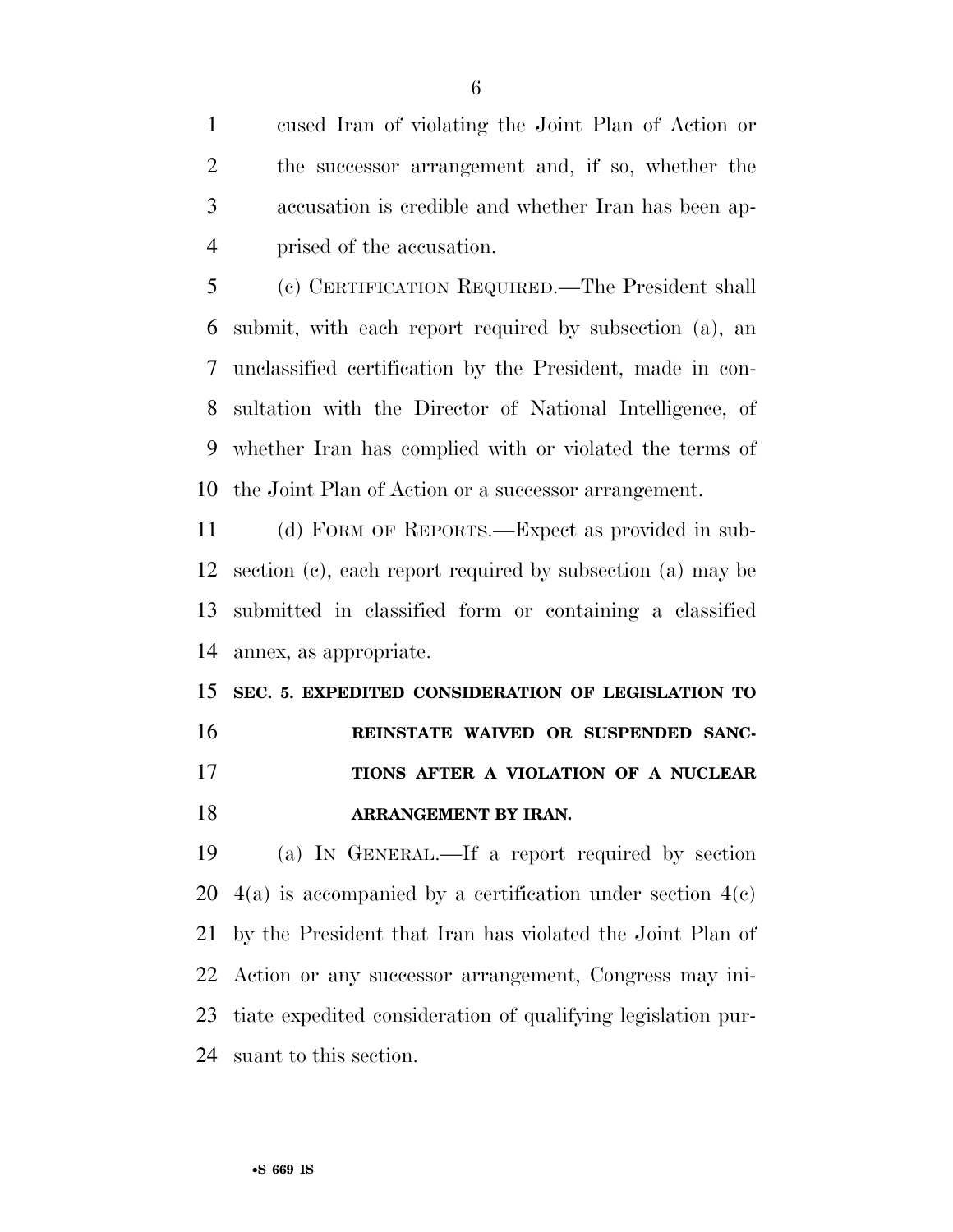cused Iran of violating the Joint Plan of Action or the successor arrangement and, if so, whether the accusation is credible and whether Iran has been apprised of the accusation.

(c) CERTIFICATION REQUIRED.—The President shall submit, with each report required by subsection (a), an unclassified certification by the President, made in consultation with the Director of National Intelligence, of whether Iran has complied with or violated the terms of the Joint Plan of Action or a successor arrangement.

(d) FORM OF REPORTS.—Expect as provided in subsection (c), each report required by subsection (a) may be submitted in classified form or containing a classified annex, as appropriate.

**SEC. 5. EXPEDITED CONSIDERATION OF LEGISLATION TO REINSTATE WAIVED OR SUSPENDED SANCTIONS AFTER A VIOLATION OF A NUCLEAR ARRANGEMENT BY IRAN.**

(a) IN GENERAL.—If a report required by section 4(a) is accompanied by a certification under section 4(c) by the President that Iran has violated the Joint Plan of Action or any successor arrangement, Congress may initiate expedited consideration of qualifying legislation pursuant to this section.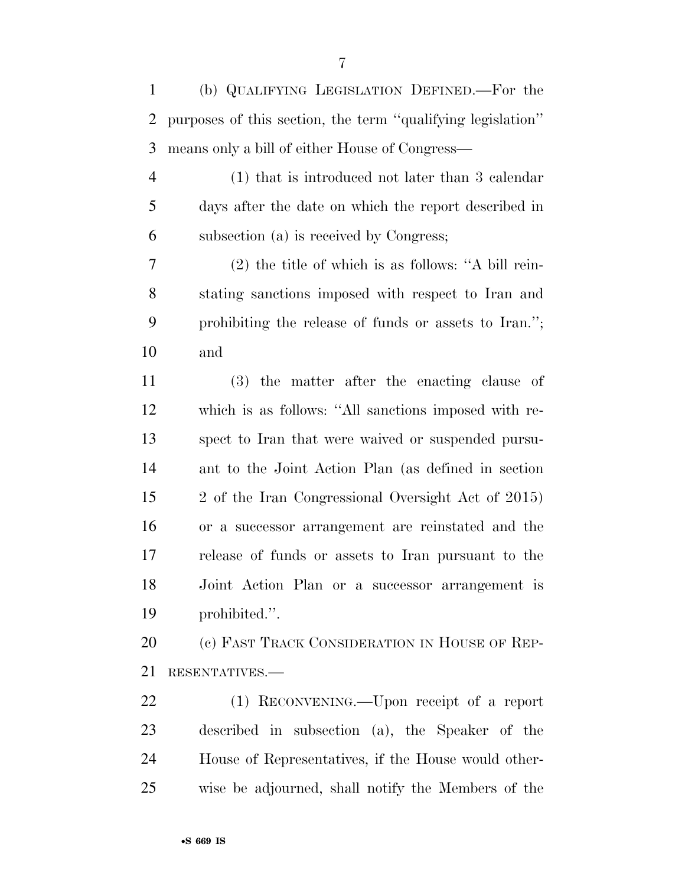(b) QUALIFYING LEGISLATION DEFINED.—For the purposes of this section, the term ''qualifying legislation'' means only a bill of either House of Congress—

(1) that is introduced not later than 3 calendar days after the date on which the report described in subsection (a) is received by Congress;

(2) the title of which is as follows: ''A bill reinstating sanctions imposed with respect to Iran and prohibiting the release of funds or assets to Iran.''; and

(3) the matter after the enacting clause of which is as follows: ''All sanctions imposed with respect to Iran that were waived or suspended pursuant to the Joint Action Plan (as defined in section 2 of the Iran Congressional Oversight Act of 2015) or a successor arrangement are reinstated and the release of funds or assets to Iran pursuant to the Joint Action Plan or a successor arrangement is prohibited.''.

(c) FAST TRACK CONSIDERATION IN HOUSE OF REPRESENTATIVES.—

(1) RECONVENING.—Upon receipt of a report described in subsection (a), the Speaker of the House of Representatives, if the House would otherwise be adjourned, shall notify the Members of the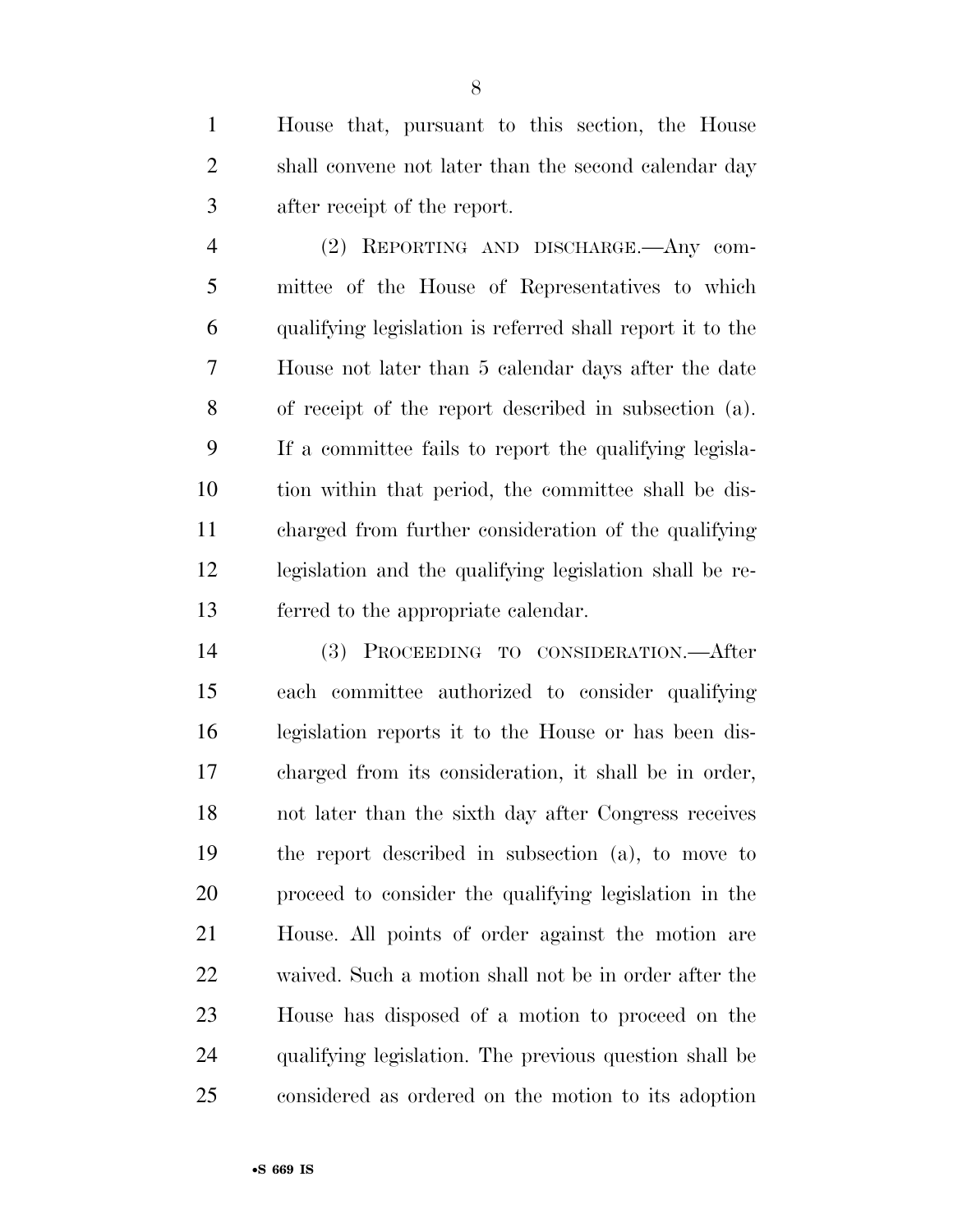House that, pursuant to this section, the House shall convene not later than the second calendar day after receipt of the report.

(2) REPORTING AND DISCHARGE.—Any committee of the House of Representatives to which qualifying legislation is referred shall report it to the House not later than 5 calendar days after the date of receipt of the report described in subsection (a). If a committee fails to report the qualifying legislation within that period, the committee shall be discharged from further consideration of the qualifying legislation and the qualifying legislation shall be referred to the appropriate calendar.

(3) PROCEEDING TO CONSIDERATION.—After each committee authorized to consider qualifying legislation reports it to the House or has been discharged from its consideration, it shall be in order, not later than the sixth day after Congress receives the report described in subsection (a), to move to proceed to consider the qualifying legislation in the House. All points of order against the motion are waived. Such a motion shall not be in order after the House has disposed of a motion to proceed on the qualifying legislation. The previous question shall be considered as ordered on the motion to its adoption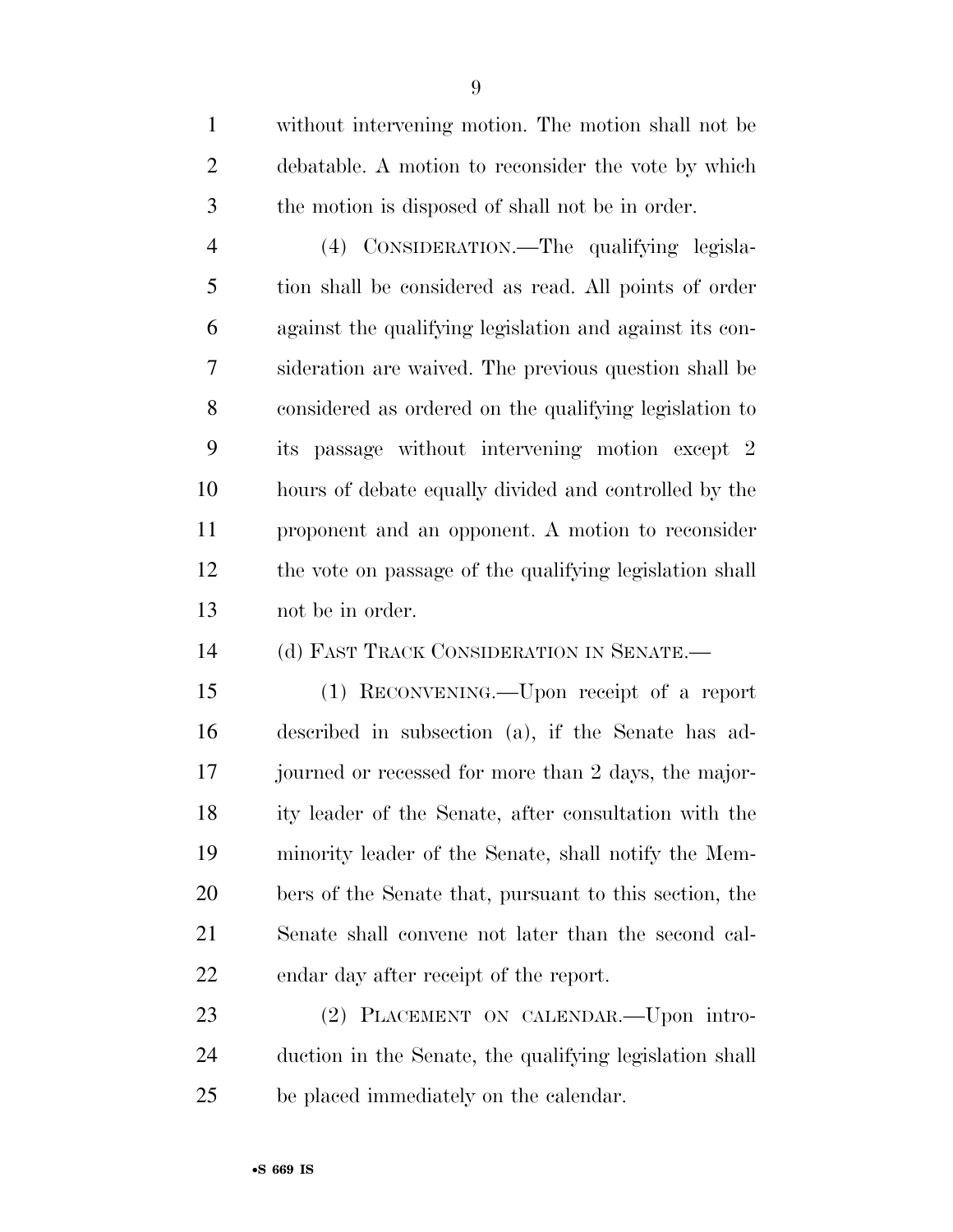without intervening motion. The motion shall not be debatable. A motion to reconsider the vote by which the motion is disposed of shall not be in order.

(4) CONSIDERATION.—The qualifying legislation shall be considered as read. All points of order against the qualifying legislation and against its consideration are waived. The previous question shall be considered as ordered on the qualifying legislation to its passage without intervening motion except 2 hours of debate equally divided and controlled by the proponent and an opponent. A motion to reconsider the vote on passage of the qualifying legislation shall not be in order.

(d) FAST TRACK CONSIDERATION IN SENATE.—

(1) RECONVENING.—Upon receipt of a report described in subsection (a), if the Senate has adjourned or recessed for more than 2 days, the majority leader of the Senate, after consultation with the minority leader of the Senate, shall notify the Members of the Senate that, pursuant to this section, the Senate shall convene not later than the second calendar day after receipt of the report.

(2) PLACEMENT ON CALENDAR.—Upon introduction in the Senate, the qualifying legislation shall be placed immediately on the calendar.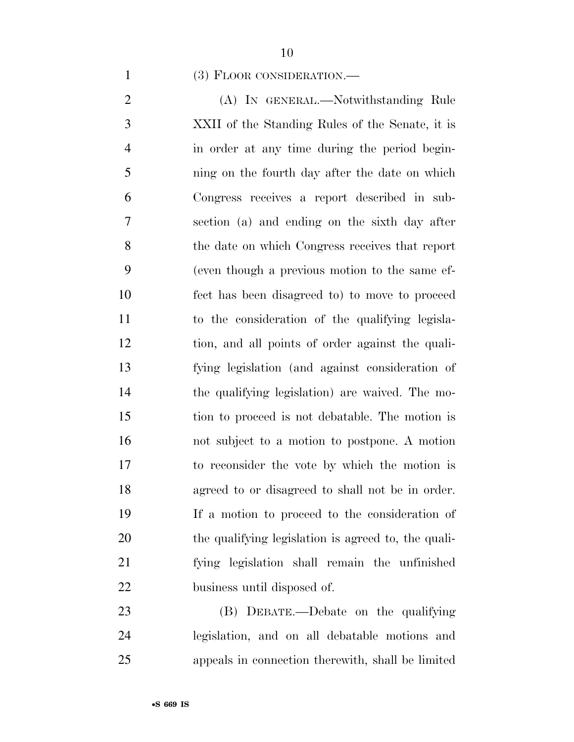(3) FLOOR CONSIDERATION.—

(A) IN GENERAL.—Notwithstanding Rule XXII of the Standing Rules of the Senate, it is in order at any time during the period beginning on the fourth day after the date on which Congress receives a report described in subsection (a) and ending on the sixth day after the date on which Congress receives that report (even though a previous motion to the same effect has been disagreed to) to move to proceed to the consideration of the qualifying legislation, and all points of order against the qualifying legislation (and against consideration of the qualifying legislation) are waived. The motion to proceed is not debatable. The motion is not subject to a motion to postpone. A motion to reconsider the vote by which the motion is agreed to or disagreed to shall not be in order. If a motion to proceed to the consideration of the qualifying legislation is agreed to, the qualifying legislation shall remain the unfinished business until disposed of.

(B) DEBATE.—Debate on the qualifying legislation, and on all debatable motions and appeals in connection therewith, shall be limited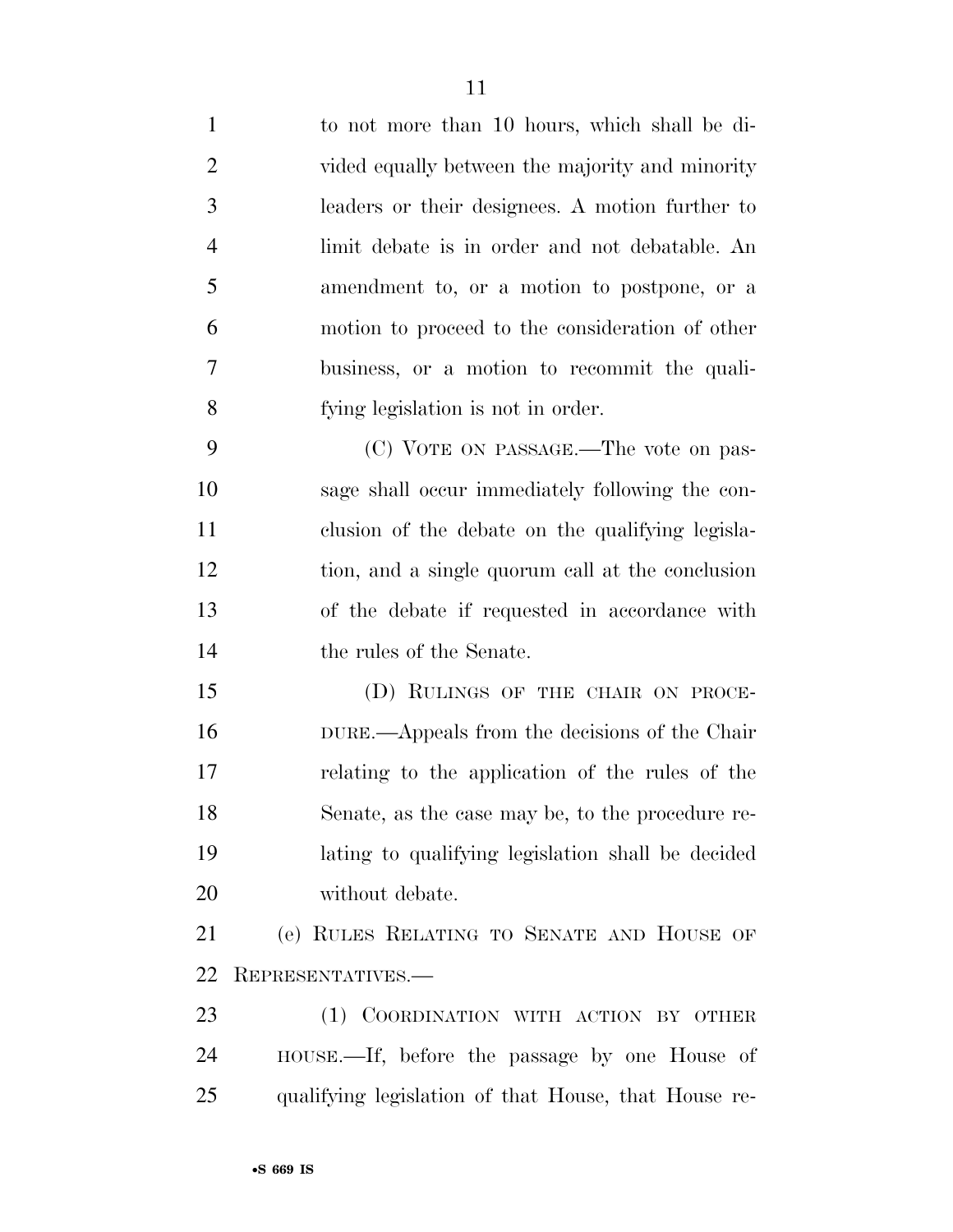to not more than 10 hours, which shall be divided equally between the majority and minority leaders or their designees. A motion further to limit debate is in order and not debatable. An amendment to, or a motion to postpone, or a motion to proceed to the consideration of other business, or a motion to recommit the qualifying legislation is not in order.

(C) VOTE ON PASSAGE.—The vote on passage shall occur immediately following the conclusion of the debate on the qualifying legislation, and a single quorum call at the conclusion of the debate if requested in accordance with the rules of the Senate.

(D) RULINGS OF THE CHAIR ON PROCEDURE.—Appeals from the decisions of the Chair relating to the application of the rules of the Senate, as the case may be, to the procedure relating to qualifying legislation shall be decided without debate.

(e) RULES RELATING TO SENATE AND HOUSE OF REPRESENTATIVES.—

(1) COORDINATION WITH ACTION BY OTHER HOUSE.—If, before the passage by one House of qualifying legislation of that House, that House re-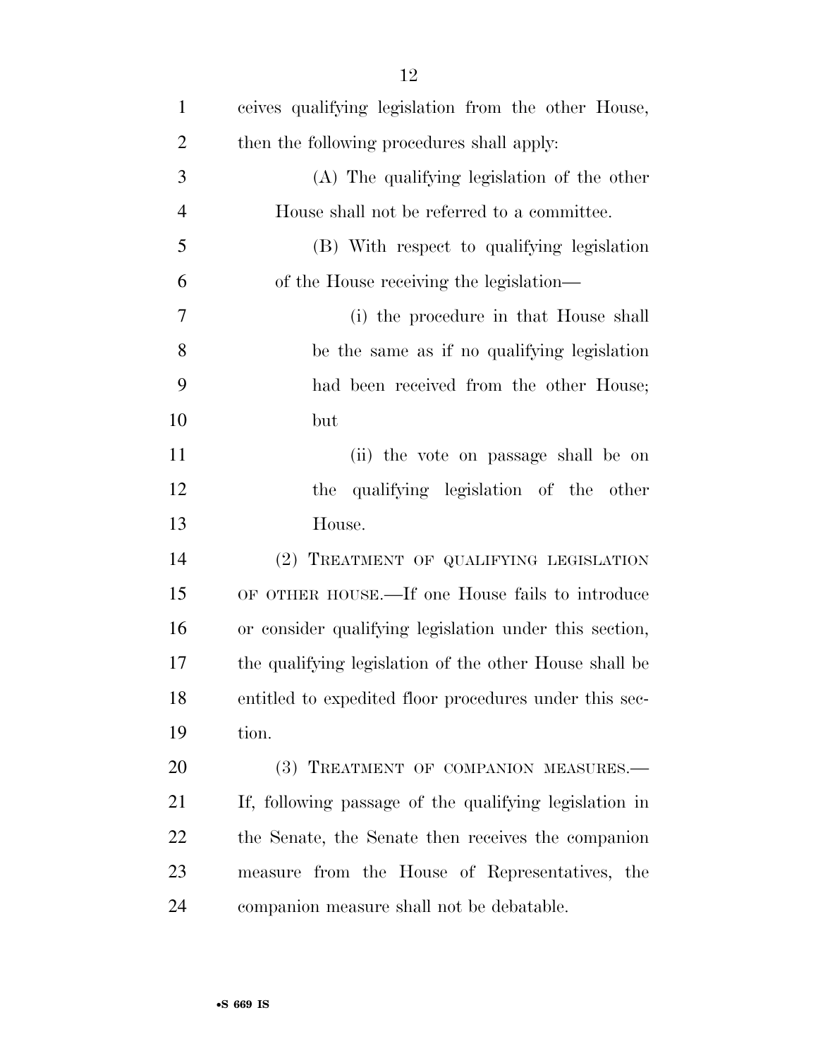ceives qualifying legislation from the other House, then the following procedures shall apply:

(A) The qualifying legislation of the other House shall not be referred to a committee.

(B) With respect to qualifying legislation of the House receiving the legislation—

(i) the procedure in that House shall be the same as if no qualifying legislation had been received from the other House; but

(ii) the vote on passage shall be on the qualifying legislation of the other House.

(2) TREATMENT OF QUALIFYING LEGISLATION OF OTHER HOUSE.—If one House fails to introduce or consider qualifying legislation under this section, the qualifying legislation of the other House shall be entitled to expedited floor procedures under this section.

(3) TREATMENT OF COMPANION MEASURES.—If, following passage of the qualifying legislation in the Senate, the Senate then receives the companion measure from the House of Representatives, the companion measure shall not be debatable.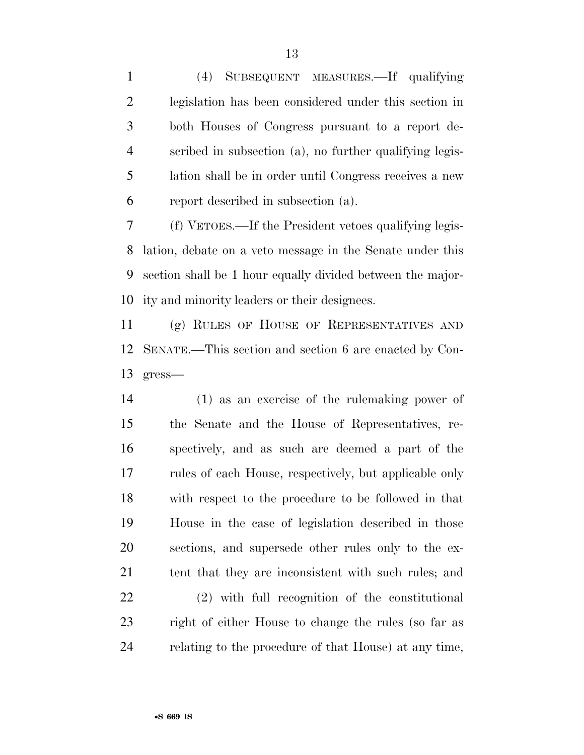(4) SUBSEQUENT MEASURES.—If qualifying legislation has been considered under this section in both Houses of Congress pursuant to a report described in subsection (a), no further qualifying legislation shall be in order until Congress receives a new report described in subsection (a).

(f) VETOES.—If the President vetoes qualifying legislation, debate on a veto message in the Senate under this section shall be 1 hour equally divided between the majority and minority leaders or their designees.

(g) RULES OF HOUSE OF REPRESENTATIVES AND SENATE.—This section and section 6 are enacted by Congress—

(1) as an exercise of the rulemaking power of the Senate and the House of Representatives, respectively, and as such are deemed a part of the rules of each House, respectively, but applicable only with respect to the procedure to be followed in that House in the case of legislation described in those sections, and supersede other rules only to the extent that they are inconsistent with such rules; and

(2) with full recognition of the constitutional right of either House to change the rules (so far as relating to the procedure of that House) at any time,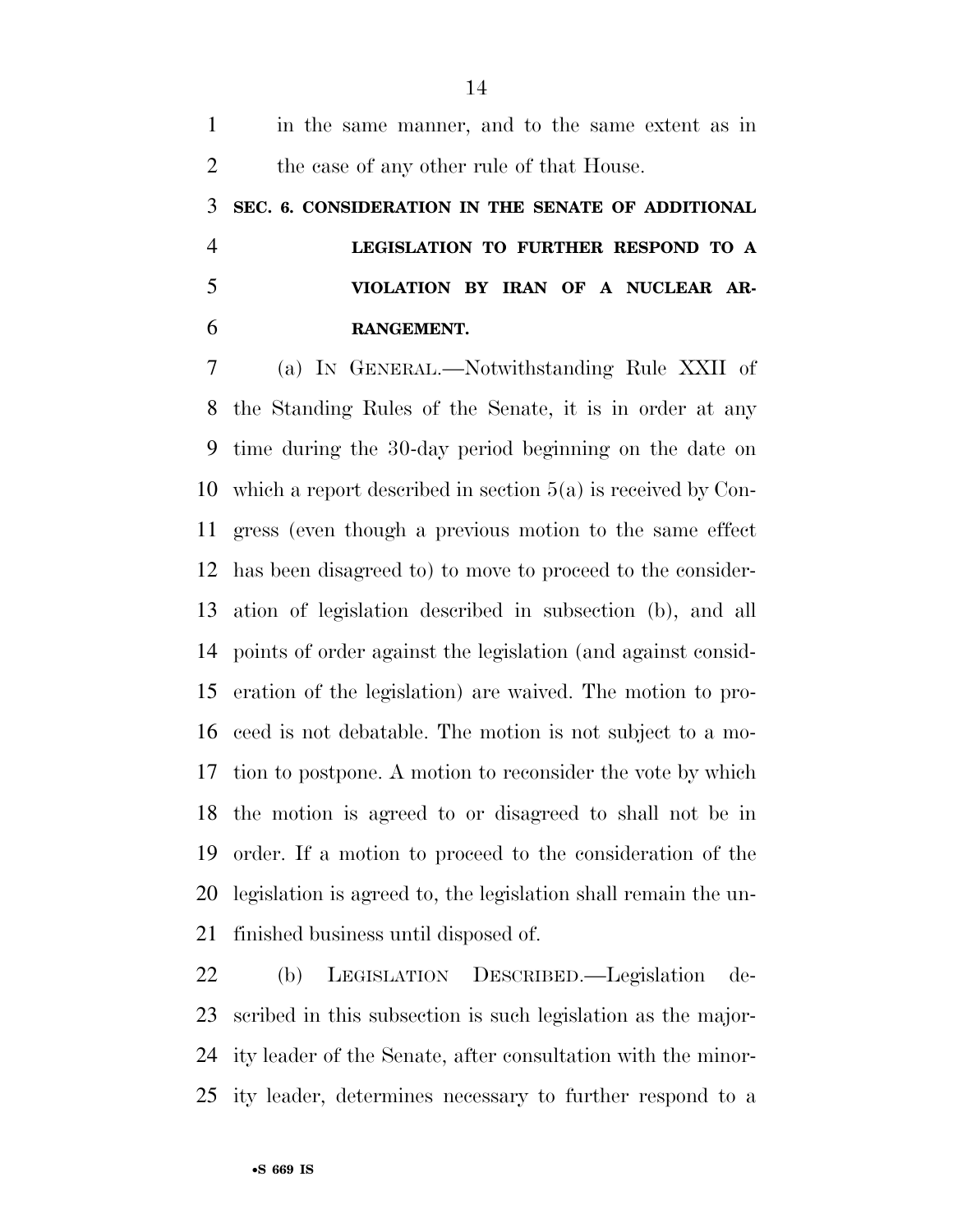in the same manner, and to the same extent as in the case of any other rule of that House.

## SEC. 6. CONSIDERATION IN THE SENATE OF ADDITIONAL LEGISLATION TO FURTHER RESPOND TO A VIOLATION BY IRAN OF A NUCLEAR ARRANGEMENT.

(a) IN GENERAL.—Notwithstanding Rule XXII of the Standing Rules of the Senate, it is in order at any time during the 30-day period beginning on the date on which a report described in section 5(a) is received by Congress (even though a previous motion to the same effect has been disagreed to) to move to proceed to the consideration of legislation described in subsection (b), and all points of order against the legislation (and against consideration of the legislation) are waived. The motion to proceed is not debatable. The motion is not subject to a motion to postpone. A motion to reconsider the vote by which the motion is agreed to or disagreed to shall not be in order. If a motion to proceed to the consideration of the legislation is agreed to, the legislation shall remain the unfinished business until disposed of.

(b) LEGISLATION DESCRIBED.—Legislation described in this subsection is such legislation as the majority leader of the Senate, after consultation with the minority leader, determines necessary to further respond to a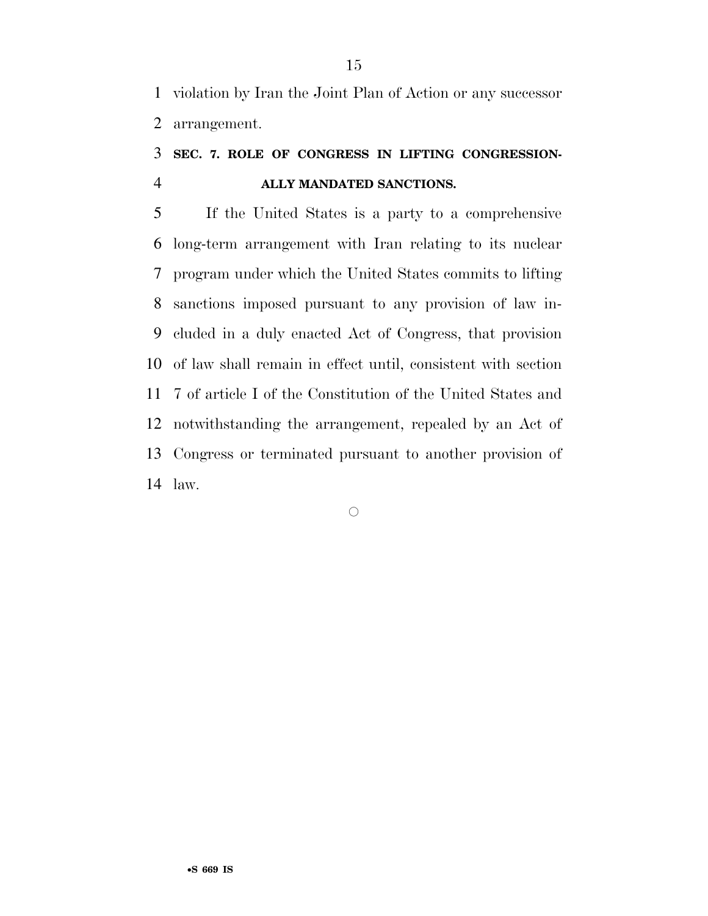violation by Iran the Joint Plan of Action or any successor arrangement.

### SEC. 7. ROLE OF CONGRESS IN LIFTING CONGRESSIONALLY MANDATED SANCTIONS.

If the United States is a party to a comprehensive long-term arrangement with Iran relating to its nuclear program under which the United States commits to lifting sanctions imposed pursuant to any provision of law included in a duly enacted Act of Congress, that provision of law shall remain in effect until, consistent with section 7 of article I of the Constitution of the United States and notwithstanding the arrangement, repealed by an Act of Congress or terminated pursuant to another provision of law.

○